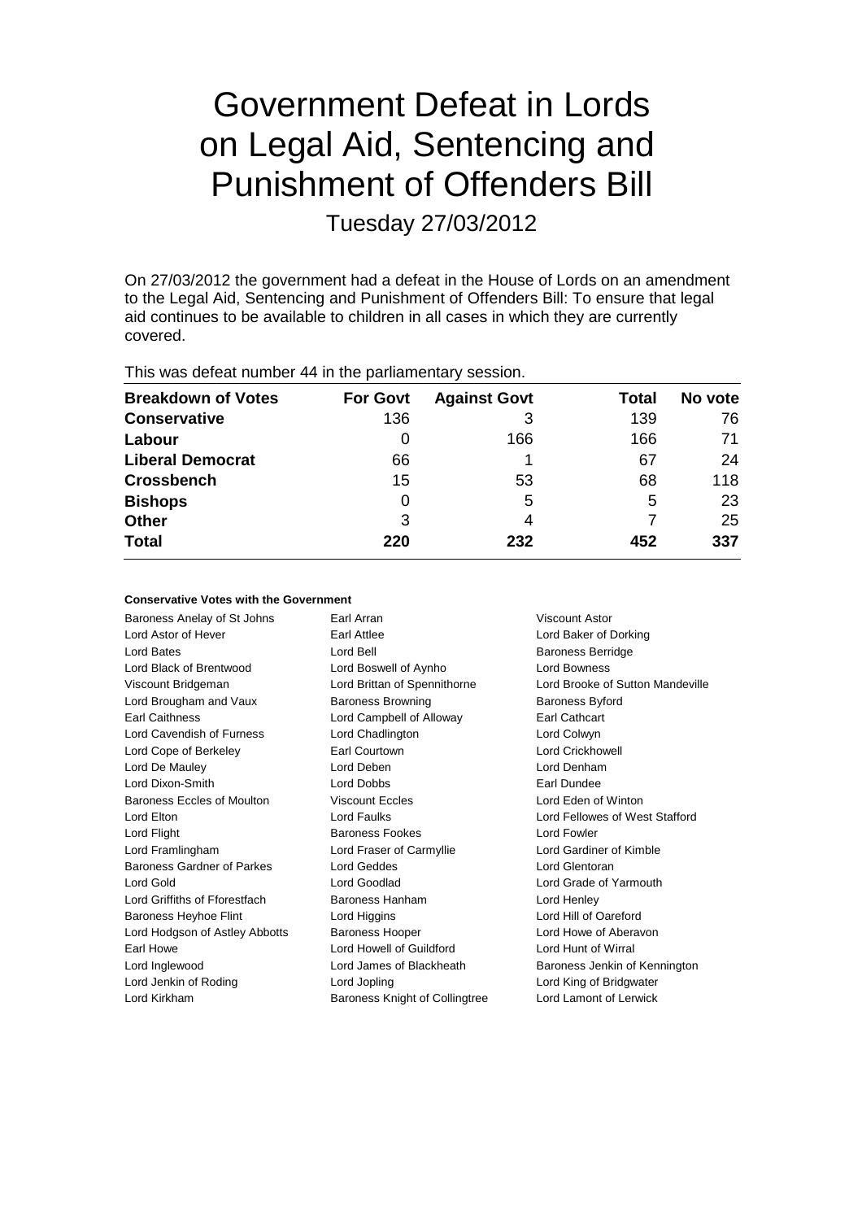# Government Defeat in Lords on Legal Aid, Sentencing and Punishment of Offenders Bill

Tuesday 27/03/2012

On 27/03/2012 the government had a defeat in the House of Lords on an amendment to the Legal Aid, Sentencing and Punishment of Offenders Bill: To ensure that legal aid continues to be available to children in all cases in which they are currently covered.

This was defeat number 44 in the parliamentary session.

| Breakdown of Votes | For Govt | Against Govt | Total | No vote |
|---|---|---|---|---|
| **Conservative** | 136 | 3 | 139 | 76 |
| **Labour** | 0 | 166 | 166 | 71 |
| **Liberal Democrat** | 66 | 1 | 67 | 24 |
| **Crossbench** | 15 | 53 | 68 | 118 |
| **Bishops** | 0 | 5 | 5 | 23 |
| **Other** | 3 | 4 | 7 | 25 |
| **Total** | **220** | **232** | **452** | **337** |

#### Conservative Votes with the Government

Baroness Anelay of St Johns
Earl Arran
Viscount Astor
Lord Astor of Hever
Earl Attlee
Lord Baker of Dorking
Lord Bates
Lord Bell
Baroness Berridge
Lord Black of Brentwood
Lord Boswell of Aynho
Lord Bowness
Viscount Bridgeman
Lord Brittan of Spennithorne
Lord Brooke of Sutton Mandeville
Lord Brougham and Vaux
Baroness Browning
Baroness Byford
Earl Caithness
Lord Campbell of Alloway
Earl Cathcart
Lord Cavendish of Furness
Lord Chadlington
Lord Colwyn
Lord Cope of Berkeley
Earl Courtown
Lord Crickhowell
Lord De Mauley
Lord Deben
Lord Denham
Lord Dixon-Smith
Lord Dobbs
Earl Dundee
Baroness Eccles of Moulton
Viscount Eccles
Lord Eden of Winton
Lord Elton
Lord Faulks
Lord Fellowes of West Stafford
Lord Flight
Baroness Fookes
Lord Fowler
Lord Framlingham
Lord Fraser of Carmyllie
Lord Gardiner of Kimble
Baroness Gardner of Parkes
Lord Geddes
Lord Glentoran
Lord Gold
Lord Goodlad
Lord Grade of Yarmouth
Lord Griffiths of Fforestfach
Baroness Hanham
Lord Henley
Baroness Heyhoe Flint
Lord Higgins
Lord Hill of Oareford
Lord Hodgson of Astley Abbotts
Baroness Hooper
Lord Howe of Aberavon
Earl Howe
Lord Howell of Guildford
Lord Hunt of Wirral
Lord Inglewood
Lord James of Blackheath
Baroness Jenkin of Kennington
Lord Jenkin of Roding
Lord Jopling
Lord King of Bridgwater
Lord Kirkham
Baroness Knight of Collingtree
Lord Lamont of Lerwick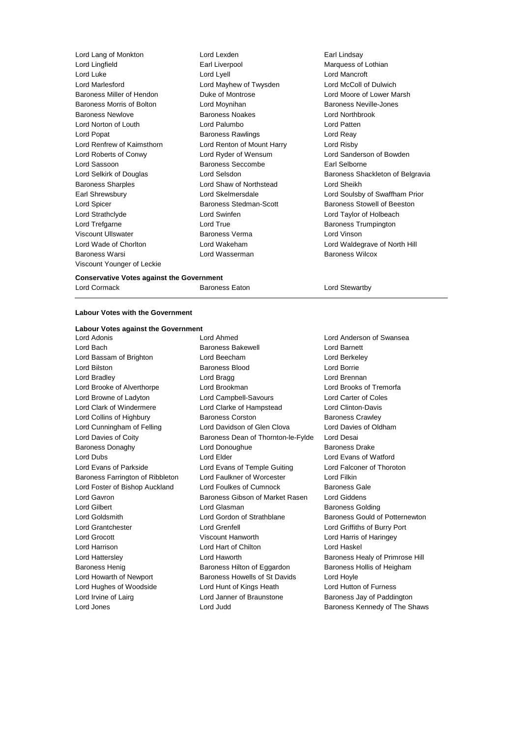Lord Lang of Monkton
Lord Lexden
Earl Lindsay
Lord Lingfield
Earl Liverpool
Marquess of Lothian
Lord Luke
Lord Lyell
Lord Mancroft
Lord Marlesford
Lord Mayhew of Twysden
Lord McColl of Dulwich
Baroness Miller of Hendon
Duke of Montrose
Lord Moore of Lower Marsh
Baroness Morris of Bolton
Lord Moynihan
Baroness Neville-Jones
Baroness Newlove
Baroness Noakes
Lord Northbrook
Lord Norton of Louth
Lord Palumbo
Lord Patten
Lord Popat
Baroness Rawlings
Lord Reay
Lord Renfrew of Kaimsthorn
Lord Renton of Mount Harry
Lord Risby
Lord Roberts of Conwy
Lord Ryder of Wensum
Lord Sanderson of Bowden
Lord Sassoon
Baroness Seccombe
Earl Selborne
Lord Selkirk of Douglas
Lord Selsdon
Baroness Shackleton of Belgravia
Baroness Sharples
Lord Shaw of Northstead
Lord Sheikh
Earl Shrewsbury
Lord Skelmersdale
Lord Soulsby of Swaffham Prior
Lord Spicer
Baroness Stedman-Scott
Baroness Stowell of Beeston
Lord Strathclyde
Lord Swinfen
Lord Taylor of Holbeach
Lord Trefgarne
Lord True
Baroness Trumpington
Viscount Ullswater
Baroness Verma
Lord Vinson
Lord Wade of Chorlton
Lord Wakeham
Lord Waldegrave of North Hill
Baroness Warsi
Lord Wasserman
Baroness Wilcox
Viscount Younger of Leckie

**Conservative Votes against the Government**

Lord Cormack
Baroness Eaton
Lord Stewartby

---

**Labour Votes with the Government**

**Labour Votes against the Government**

Lord Adonis
Lord Ahmed
Lord Anderson of Swansea
Lord Bach
Baroness Bakewell
Lord Barnett
Lord Bassam of Brighton
Lord Beecham
Lord Berkeley
Lord Bilston
Baroness Blood
Lord Borrie
Lord Bradley
Lord Bragg
Lord Brennan
Lord Brooke of Alverthorpe
Lord Brookman
Lord Brooks of Tremorfa
Lord Browne of Ladyton
Lord Campbell-Savours
Lord Carter of Coles
Lord Clark of Windermere
Lord Clarke of Hampstead
Lord Clinton-Davis
Lord Collins of Highbury
Baroness Corston
Baroness Crawley
Lord Cunningham of Felling
Lord Davidson of Glen Clova
Lord Davies of Oldham
Lord Davies of Coity
Baroness Dean of Thornton-le-Fylde
Lord Desai
Baroness Donaghy
Lord Donoughue
Baroness Drake
Lord Dubs
Lord Elder
Lord Evans of Watford
Lord Evans of Parkside
Lord Evans of Temple Guiting
Lord Falconer of Thoroton
Baroness Farrington of Ribbleton
Lord Faulkner of Worcester
Lord Filkin
Lord Foster of Bishop Auckland
Lord Foulkes of Cumnock
Baroness Gale
Lord Gavron
Baroness Gibson of Market Rasen
Lord Giddens
Lord Gilbert
Lord Glasman
Baroness Golding
Lord Goldsmith
Lord Gordon of Strathblane
Baroness Gould of Potternewton
Lord Grantchester
Lord Grenfell
Lord Griffiths of Burry Port
Lord Grocott
Viscount Hanworth
Lord Harris of Haringey
Lord Harrison
Lord Hart of Chilton
Lord Haskel
Lord Hattersley
Lord Haworth
Baroness Healy of Primrose Hill
Baroness Henig
Baroness Hilton of Eggardon
Baroness Hollis of Heigham
Lord Howarth of Newport
Baroness Howells of St Davids
Lord Hoyle
Lord Hughes of Woodside
Lord Hunt of Kings Heath
Lord Hutton of Furness
Lord Irvine of Lairg
Lord Janner of Braunstone
Baroness Jay of Paddington
Lord Jones
Lord Judd
Baroness Kennedy of The Shaws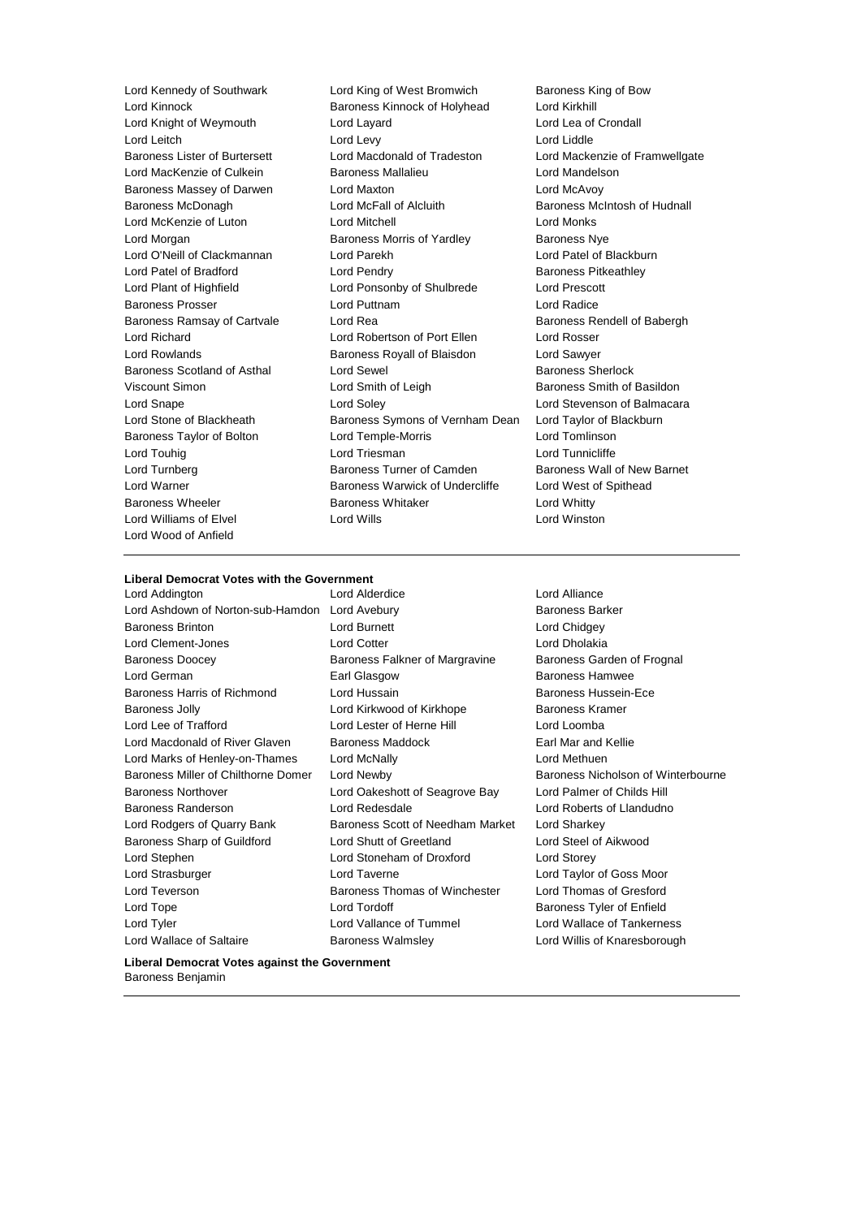Lord Kennedy of Southwark
Lord King of West Bromwich
Baroness King of Bow
Lord Kinnock
Baroness Kinnock of Holyhead
Lord Kirkhill
Lord Knight of Weymouth
Lord Layard
Lord Lea of Crondall
Lord Leitch
Lord Levy
Lord Liddle
Baroness Lister of Burtersett
Lord Macdonald of Tradeston
Lord Mackenzie of Framwellgate
Lord MacKenzie of Culkein
Baroness Mallalieu
Lord Mandelson
Baroness Massey of Darwen
Lord Maxton
Lord McAvoy
Baroness McDonagh
Lord McFall of Alcluith
Baroness McIntosh of Hudnall
Lord McKenzie of Luton
Lord Mitchell
Lord Monks
Lord Morgan
Baroness Morris of Yardley
Baroness Nye
Lord O'Neill of Clackmannan
Lord Parekh
Lord Patel of Blackburn
Lord Patel of Bradford
Lord Pendry
Baroness Pitkeathley
Lord Plant of Highfield
Lord Ponsonby of Shulbrede
Lord Prescott
Baroness Prosser
Lord Puttnam
Lord Radice
Baroness Ramsay of Cartvale
Lord Rea
Baroness Rendell of Babergh
Lord Richard
Lord Robertson of Port Ellen
Lord Rosser
Lord Rowlands
Baroness Royall of Blaisdon
Lord Sawyer
Baroness Scotland of Asthal
Lord Sewel
Baroness Sherlock
Viscount Simon
Lord Smith of Leigh
Baroness Smith of Basildon
Lord Snape
Lord Soley
Lord Stevenson of Balmacara
Lord Stone of Blackheath
Baroness Symons of Vernham Dean
Lord Taylor of Blackburn
Baroness Taylor of Bolton
Lord Temple-Morris
Lord Tomlinson
Lord Touhig
Lord Triesman
Lord Tunnicliffe
Lord Turnberg
Baroness Turner of Camden
Baroness Wall of New Barnet
Lord Warner
Baroness Warwick of Undercliffe
Lord West of Spithead
Baroness Wheeler
Baroness Whitaker
Lord Whitty
Lord Williams of Elvel
Lord Wills
Lord Winston
Lord Wood of Anfield

---

**Liberal Democrat Votes with the Government**

Lord Addington
Lord Alderdice
Lord Alliance
Lord Ashdown of Norton-sub-Hamdon
Lord Avebury
Baroness Barker
Baroness Brinton
Lord Burnett
Lord Chidgey
Lord Clement-Jones
Lord Cotter
Lord Dholakia
Baroness Doocey
Baroness Falkner of Margravine
Baroness Garden of Frognal
Lord German
Earl Glasgow
Baroness Hamwee
Baroness Harris of Richmond
Lord Hussain
Baroness Hussein-Ece
Baroness Jolly
Lord Kirkwood of Kirkhope
Baroness Kramer
Lord Lee of Trafford
Lord Lester of Herne Hill
Lord Loomba
Lord Macdonald of River Glaven
Baroness Maddock
Earl Mar and Kellie
Lord Marks of Henley-on-Thames
Lord McNally
Lord Methuen
Baroness Miller of Chilthorne Domer
Lord Newby
Baroness Nicholson of Winterbourne
Baroness Northover
Lord Oakeshott of Seagrove Bay
Lord Palmer of Childs Hill
Baroness Randerson
Lord Redesdale
Lord Roberts of Llandudno
Lord Rodgers of Quarry Bank
Baroness Scott of Needham Market
Lord Sharkey
Baroness Sharp of Guildford
Lord Shutt of Greetland
Lord Steel of Aikwood
Lord Stephen
Lord Stoneham of Droxford
Lord Storey
Lord Strasburger
Lord Taverne
Lord Taylor of Goss Moor
Lord Teverson
Baroness Thomas of Winchester
Lord Thomas of Gresford
Lord Tope
Lord Tordoff
Baroness Tyler of Enfield
Lord Tyler
Lord Vallance of Tummel
Lord Wallace of Tankerness
Lord Wallace of Saltaire
Baroness Walmsley
Lord Willis of Knaresborough

**Liberal Democrat Votes against the Government**

Baroness Benjamin

---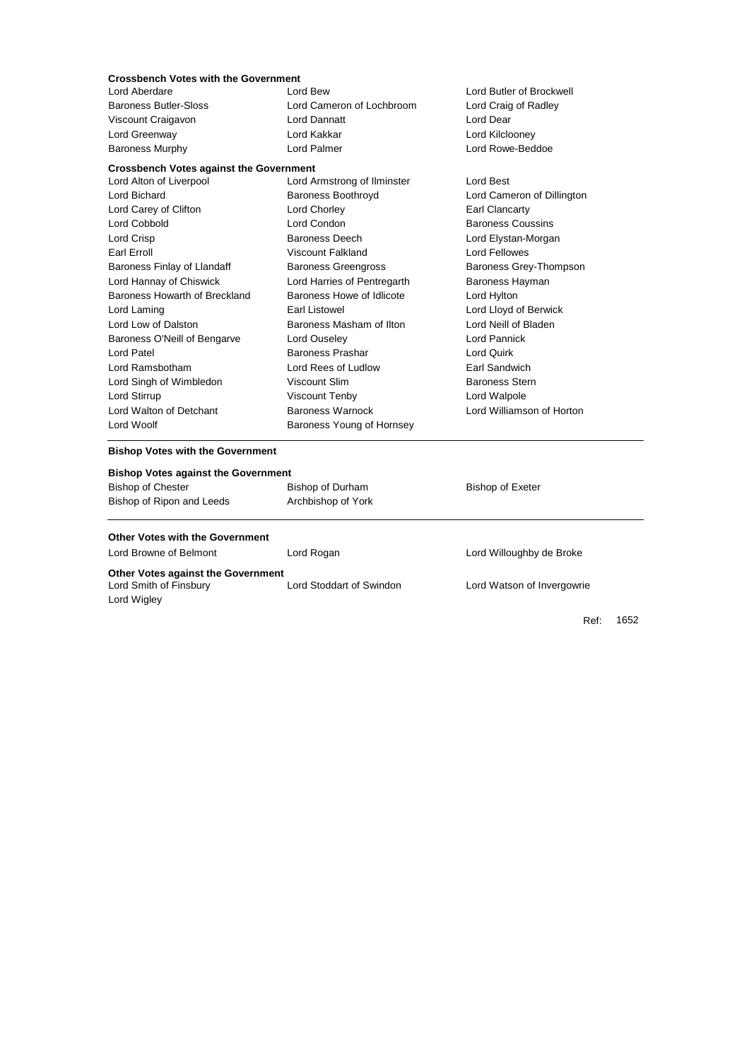**Crossbench Votes with the Government**

| | | |
|---|---|---|
| Lord Aberdare | Lord Bew | Lord Butler of Brockwell |
| Baroness Butler-Sloss | Lord Cameron of Lochbroom | Lord Craig of Radley |
| Viscount Craigavon | Lord Dannatt | Lord Dear |
| Lord Greenway | Lord Kakkar | Lord Kilclooney |
| Baroness Murphy | Lord Palmer | Lord Rowe-Beddoe |

**Crossbench Votes against the Government**

| | | |
|---|---|---|
| Lord Alton of Liverpool | Lord Armstrong of Ilminster | Lord Best |
| Lord Bichard | Baroness Boothroyd | Lord Cameron of Dillington |
| Lord Carey of Clifton | Lord Chorley | Earl Clancarty |
| Lord Cobbold | Lord Condon | Baroness Coussins |
| Lord Crisp | Baroness Deech | Lord Elystan-Morgan |
| Earl Erroll | Viscount Falkland | Lord Fellowes |
| Baroness Finlay of Llandaff | Baroness Greengross | Baroness Grey-Thompson |
| Lord Hannay of Chiswick | Lord Harries of Pentregarth | Baroness Hayman |
| Baroness Howarth of Breckland | Baroness Howe of Idlicote | Lord Hylton |
| Lord Laming | Earl Listowel | Lord Lloyd of Berwick |
| Lord Low of Dalston | Baroness Masham of Ilton | Lord Neill of Bladen |
| Baroness O'Neill of Bengarve | Lord Ouseley | Lord Pannick |
| Lord Patel | Baroness Prashar | Lord Quirk |
| Lord Ramsbotham | Lord Rees of Ludlow | Earl Sandwich |
| Lord Singh of Wimbledon | Viscount Slim | Baroness Stern |
| Lord Stirrup | Viscount Tenby | Lord Walpole |
| Lord Walton of Detchant | Baroness Warnock | Lord Williamson of Horton |
| Lord Woolf | Baroness Young of Hornsey | |

**Bishop Votes with the Government**

**Bishop Votes against the Government**

| | | |
|---|---|---|
| Bishop of Chester | Bishop of Durham | Bishop of Exeter |
| Bishop of Ripon and Leeds | Archbishop of York | |

**Other Votes with the Government**

| | | |
|---|---|---|
| Lord Browne of Belmont | Lord Rogan | Lord Willoughby de Broke |

**Other Votes against the Government**

| | | |
|---|---|---|
| Lord Smith of Finsbury | Lord Stoddart of Swindon | Lord Watson of Invergowrie |
| Lord Wigley | | |

Ref: 1652